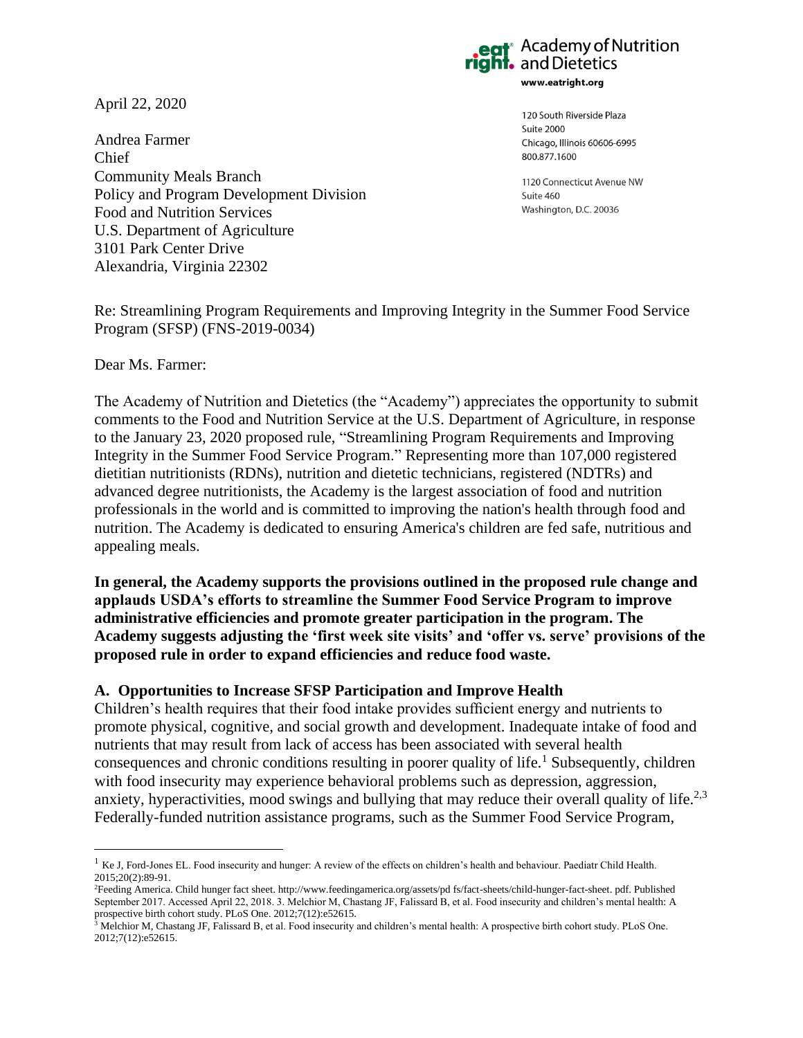eat right. Academy of Nutrition and Dietetics
www.eatright.org

120 South Riverside Plaza
Suite 2000
Chicago, Illinois 60606-6995
800.877.1600

1120 Connecticut Avenue NW
Suite 460
Washington, D.C. 20036

April 22, 2020

Andrea Farmer
Chief
Community Meals Branch
Policy and Program Development Division
Food and Nutrition Services
U.S. Department of Agriculture
3101 Park Center Drive
Alexandria, Virginia 22302

Re: Streamlining Program Requirements and Improving Integrity in the Summer Food Service Program (SFSP) (FNS-2019-0034)

Dear Ms. Farmer:

The Academy of Nutrition and Dietetics (the "Academy") appreciates the opportunity to submit comments to the Food and Nutrition Service at the U.S. Department of Agriculture, in response to the January 23, 2020 proposed rule, "Streamlining Program Requirements and Improving Integrity in the Summer Food Service Program." Representing more than 107,000 registered dietitian nutritionists (RDNs), nutrition and dietetic technicians, registered (NDTRs) and advanced degree nutritionists, the Academy is the largest association of food and nutrition professionals in the world and is committed to improving the nation's health through food and nutrition. The Academy is dedicated to ensuring America's children are fed safe, nutritious and appealing meals.

**In general, the Academy supports the provisions outlined in the proposed rule change and applauds USDA's efforts to streamline the Summer Food Service Program to improve administrative efficiencies and promote greater participation in the program. The Academy suggests adjusting the 'first week site visits' and 'offer vs. serve' provisions of the proposed rule in order to expand efficiencies and reduce food waste.**

## A. Opportunities to Increase SFSP Participation and Improve Health

Children's health requires that their food intake provides sufficient energy and nutrients to promote physical, cognitive, and social growth and development. Inadequate intake of food and nutrients that may result from lack of access has been associated with several health consequences and chronic conditions resulting in poorer quality of life.[1] Subsequently, children with food insecurity may experience behavioral problems such as depression, aggression, anxiety, hyperactivities, mood swings and bullying that may reduce their overall quality of life.[2,3] Federally-funded nutrition assistance programs, such as the Summer Food Service Program,

---

[1] Ke J, Ford-Jones EL. Food insecurity and hunger: A review of the effects on children's health and behaviour. Paediatr Child Health. 2015;20(2):89-91.

[2] Feeding America. Child hunger fact sheet. http://www.feedingamerica.org/assets/pd fs/fact-sheets/child-hunger-fact-sheet. pdf. Published September 2017. Accessed April 22, 2018. 3. Melchior M, Chastang JF, Falissard B, et al. Food insecurity and children's mental health: A prospective birth cohort study. PLoS One. 2012;7(12):e52615.

[3] Melchior M, Chastang JF, Falissard B, et al. Food insecurity and children's mental health: A prospective birth cohort study. PLoS One. 2012;7(12):e52615.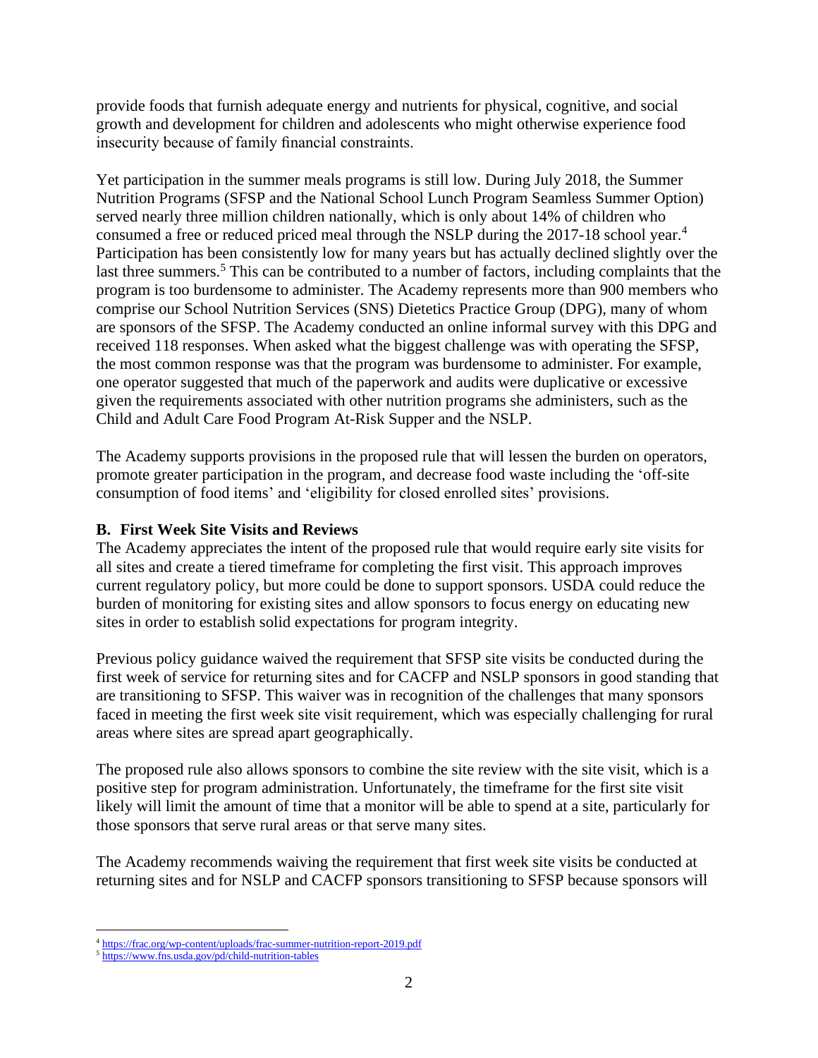provide foods that furnish adequate energy and nutrients for physical, cognitive, and social growth and development for children and adolescents who might otherwise experience food insecurity because of family financial constraints.

Yet participation in the summer meals programs is still low. During July 2018, the Summer Nutrition Programs (SFSP and the National School Lunch Program Seamless Summer Option) served nearly three million children nationally, which is only about 14% of children who consumed a free or reduced priced meal through the NSLP during the 2017-18 school year.[4] Participation has been consistently low for many years but has actually declined slightly over the last three summers.[5] This can be contributed to a number of factors, including complaints that the program is too burdensome to administer. The Academy represents more than 900 members who comprise our School Nutrition Services (SNS) Dietetics Practice Group (DPG), many of whom are sponsors of the SFSP. The Academy conducted an online informal survey with this DPG and received 118 responses. When asked what the biggest challenge was with operating the SFSP, the most common response was that the program was burdensome to administer. For example, one operator suggested that much of the paperwork and audits were duplicative or excessive given the requirements associated with other nutrition programs she administers, such as the Child and Adult Care Food Program At-Risk Supper and the NSLP.

The Academy supports provisions in the proposed rule that will lessen the burden on operators, promote greater participation in the program, and decrease food waste including the 'off-site consumption of food items' and 'eligibility for closed enrolled sites' provisions.

### B. First Week Site Visits and Reviews

The Academy appreciates the intent of the proposed rule that would require early site visits for all sites and create a tiered timeframe for completing the first visit. This approach improves current regulatory policy, but more could be done to support sponsors. USDA could reduce the burden of monitoring for existing sites and allow sponsors to focus energy on educating new sites in order to establish solid expectations for program integrity.

Previous policy guidance waived the requirement that SFSP site visits be conducted during the first week of service for returning sites and for CACFP and NSLP sponsors in good standing that are transitioning to SFSP. This waiver was in recognition of the challenges that many sponsors faced in meeting the first week site visit requirement, which was especially challenging for rural areas where sites are spread apart geographically.

The proposed rule also allows sponsors to combine the site review with the site visit, which is a positive step for program administration. Unfortunately, the timeframe for the first site visit likely will limit the amount of time that a monitor will be able to spend at a site, particularly for those sponsors that serve rural areas or that serve many sites.

The Academy recommends waiving the requirement that first week site visits be conducted at returning sites and for NSLP and CACFP sponsors transitioning to SFSP because sponsors will

[4] https://frac.org/wp-content/uploads/frac-summer-nutrition-report-2019.pdf

[5] https://www.fns.usda.gov/pd/child-nutrition-tables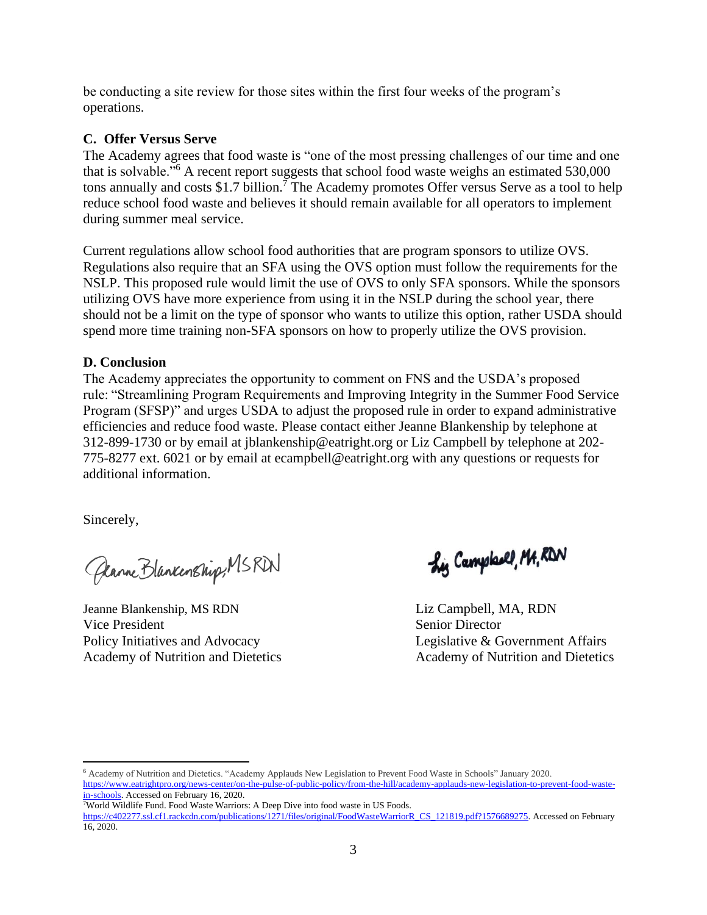be conducting a site review for those sites within the first four weeks of the program's operations.

### C. Offer Versus Serve

The Academy agrees that food waste is "one of the most pressing challenges of our time and one that is solvable."[6] A recent report suggests that school food waste weighs an estimated 530,000 tons annually and costs $1.7 billion.[7] The Academy promotes Offer versus Serve as a tool to help reduce school food waste and believes it should remain available for all operators to implement during summer meal service.

Current regulations allow school food authorities that are program sponsors to utilize OVS. Regulations also require that an SFA using the OVS option must follow the requirements for the NSLP. This proposed rule would limit the use of OVS to only SFA sponsors. While the sponsors utilizing OVS have more experience from using it in the NSLP during the school year, there should not be a limit on the type of sponsor who wants to utilize this option, rather USDA should spend more time training non-SFA sponsors on how to properly utilize the OVS provision.

### D. Conclusion

The Academy appreciates the opportunity to comment on FNS and the USDA's proposed rule: "Streamlining Program Requirements and Improving Integrity in the Summer Food Service Program (SFSP)" and urges USDA to adjust the proposed rule in order to expand administrative efficiencies and reduce food waste. Please contact either Jeanne Blankenship by telephone at 312-899-1730 or by email at jblankenship@eatright.org or Liz Campbell by telephone at 202-775-8277 ext. 6021 or by email at ecampbell@eatright.org with any questions or requests for additional information.

Sincerely,

Jeanne Blankenship, MS RDN
Vice President
Policy Initiatives and Advocacy
Academy of Nutrition and Dietetics

Liz Campbell, MA, RDN
Senior Director
Legislative & Government Affairs
Academy of Nutrition and Dietetics

---

[6] Academy of Nutrition and Dietetics. "Academy Applauds New Legislation to Prevent Food Waste in Schools" January 2020. https://www.eatrightpro.org/news-center/on-the-pulse-of-public-policy/from-the-hill/academy-applauds-new-legislation-to-prevent-food-waste-in-schools. Accessed on February 16, 2020.

[7] World Wildlife Fund. Food Waste Warriors: A Deep Dive into food waste in US Foods. https://c402277.ssl.cf1.rackcdn.com/publications/1271/files/original/FoodWasteWarriorR_CS_121819.pdf?1576689275. Accessed on February 16, 2020.